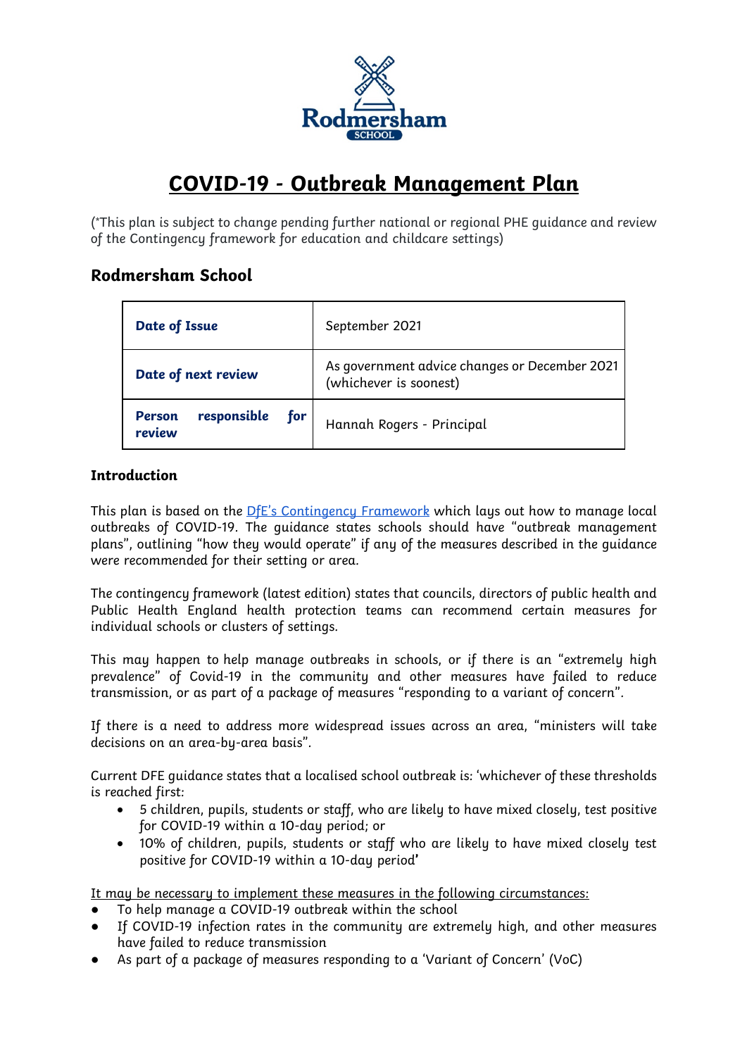# COVID-19 - Outbreak Management Plan

(*This plan is subject to change pending further national or regional PHE guidance and review of the Contingency framework for education and childcare settings)

## Rodmersham School

| **Date of Issue** | September 2021 |
|---|---|
| **Date of next review** | As government advice changes or December 2021 (whichever is soonest) |
| **Person responsible for review** | Hannah Rogers - Principal |

### Introduction

This plan is based on the DfE's Contingency Framework which lays out how to manage local outbreaks of COVID-19. The guidance states schools should have "outbreak management plans", outlining "how they would operate" if any of the measures described in the guidance were recommended for their setting or area.

The contingency framework (latest edition) states that councils, directors of public health and Public Health England health protection teams can recommend certain measures for individual schools or clusters of settings.

This may happen to help manage outbreaks in schools, or if there is an "extremely high prevalence" of Covid-19 in the community and other measures have failed to reduce transmission, or as part of a package of measures "responding to a variant of concern".

If there is a need to address more widespread issues across an area, "ministers will take decisions on an area-by-area basis".

Current DFE guidance states that a localised school outbreak is: 'whichever of these thresholds is reached first:

- 5 children, pupils, students or staff, who are likely to have mixed closely, test positive for COVID-19 within a 10-day period; or
- 10% of children, pupils, students or staff who are likely to have mixed closely test positive for COVID-19 within a 10-day period'

<u>It may be necessary to implement these measures in the following circumstances:</u>

- To help manage a COVID-19 outbreak within the school
- If COVID-19 infection rates in the community are extremely high, and other measures have failed to reduce transmission
- As part of a package of measures responding to a 'Variant of Concern' (VoC)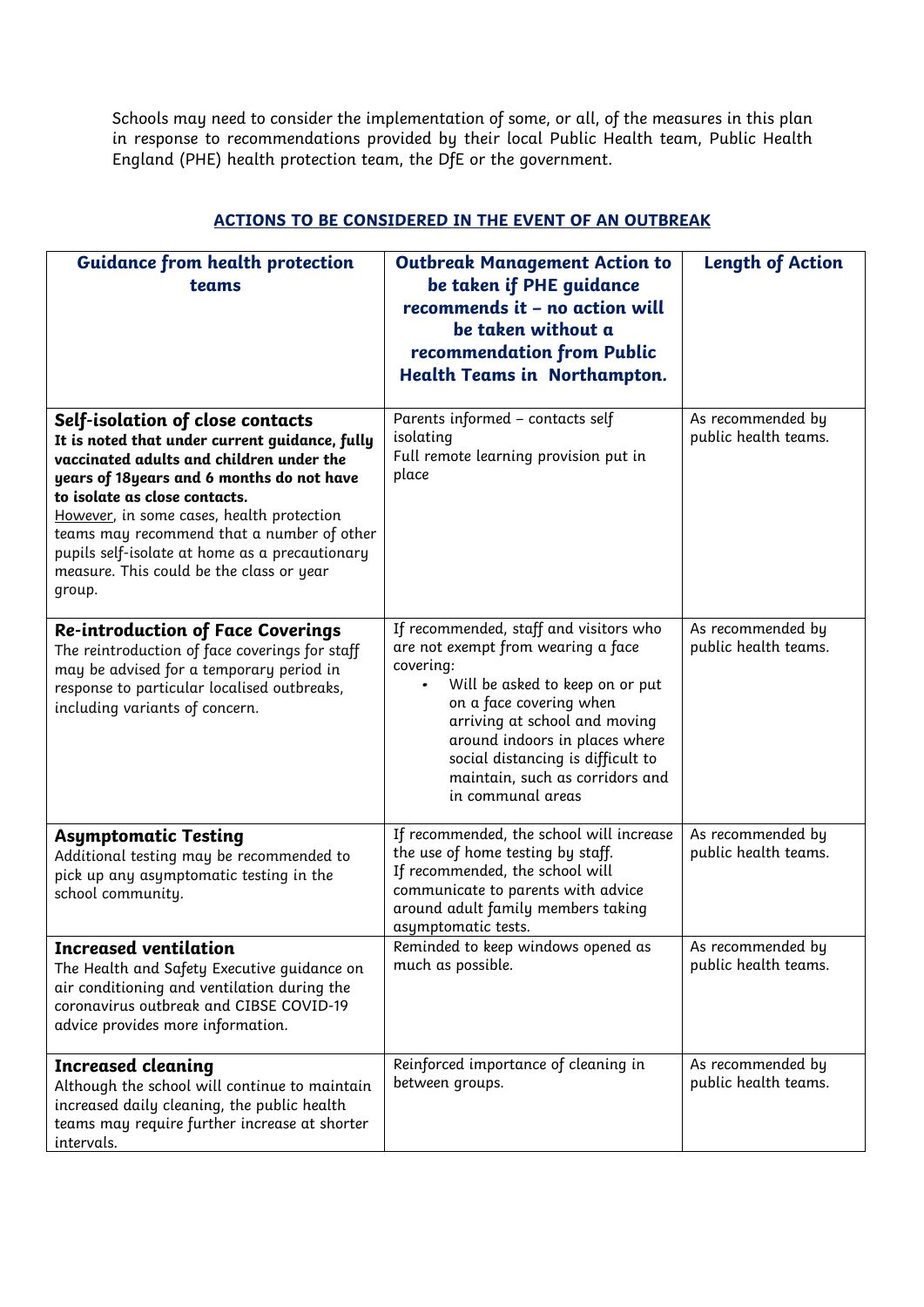Schools may need to consider the implementation of some, or all, of the measures in this plan in response to recommendations provided by their local Public Health team, Public Health England (PHE) health protection team, the DfE or the government.

## ACTIONS TO BE CONSIDERED IN THE EVENT OF AN OUTBREAK

| Guidance from health protection teams | Outbreak Management Action to be taken if PHE guidance recommends it – no action will be taken without a recommendation from Public Health Teams in Northampton. | Length of Action |
|---|---|---|
| **Self-isolation of close contacts**<br>**It is noted that under current guidance, fully vaccinated adults and children under the years of 18years and 6 months do not have to isolate as close contacts.**<br>However, in some cases, health protection teams may recommend that a number of other pupils self-isolate at home as a precautionary measure. This could be the class or year group. | Parents informed – contacts self isolating<br>Full remote learning provision put in place | As recommended by public health teams. |
| **Re-introduction of Face Coverings**<br>The reintroduction of face coverings for staff may be advised for a temporary period in response to particular localised outbreaks, including variants of concern. | If recommended, staff and visitors who are not exempt from wearing a face covering:<br>• Will be asked to keep on or put on a face covering when arriving at school and moving around indoors in places where social distancing is difficult to maintain, such as corridors and in communal areas | As recommended by public health teams. |
| **Asymptomatic Testing**<br>Additional testing may be recommended to pick up any asymptomatic testing in the school community. | If recommended, the school will increase the use of home testing by staff.<br>If recommended, the school will communicate to parents with advice around adult family members taking asymptomatic tests. | As recommended by public health teams. |
| **Increased ventilation**<br>The Health and Safety Executive guidance on air conditioning and ventilation during the coronavirus outbreak and CIBSE COVID-19 advice provides more information. | Reminded to keep windows opened as much as possible. | As recommended by public health teams. |
| **Increased cleaning**<br>Although the school will continue to maintain increased daily cleaning, the public health teams may require further increase at shorter intervals. | Reinforced importance of cleaning in between groups. | As recommended by public health teams. |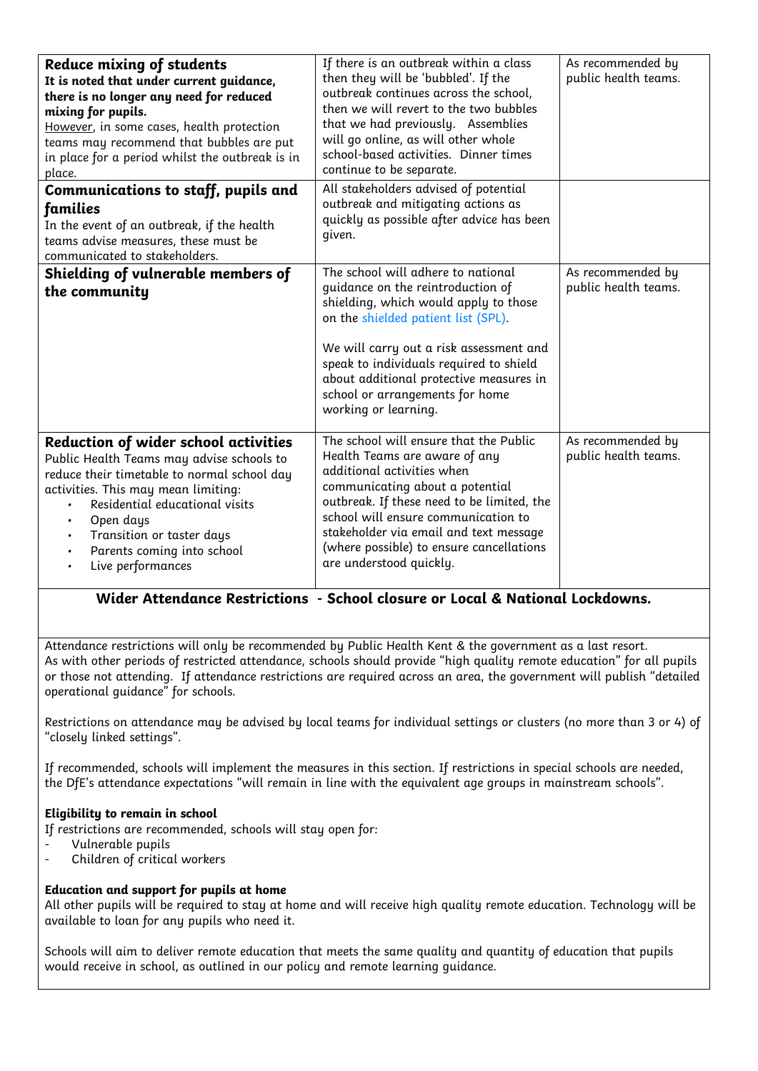| | | |
|---|---|---|
| **Reduce mixing of students**<br>**It is noted that under current guidance, there is no longer any need for reduced mixing for pupils.**<br><u>However</u>, in some cases, health protection teams may recommend that bubbles are put in place for a period whilst the outbreak is in place. | If there is an outbreak within a class then they will be 'bubbled'. If the outbreak continues across the school, then we will revert to the two bubbles that we had previously. Assemblies will go online, as will other whole school-based activities. Dinner times continue to be separate. | As recommended by public health teams. |
| **Communications to staff, pupils and families**<br>In the event of an outbreak, if the health teams advise measures, these must be communicated to stakeholders. | All stakeholders advised of potential outbreak and mitigating actions as quickly as possible after advice has been given. | |
| **Shielding of vulnerable members of the community** | The school will adhere to national guidance on the reintroduction of shielding, which would apply to those on the shielded patient list (SPL).<br><br>We will carry out a risk assessment and speak to individuals required to shield about additional protective measures in school or arrangements for home working or learning. | As recommended by public health teams. |
| **Reduction of wider school activities**<br>Public Health Teams may advise schools to reduce their timetable to normal school day activities. This may mean limiting:<br>• Residential educational visits<br>• Open days<br>• Transition or taster days<br>• Parents coming into school<br>• Live performances | The school will ensure that the Public Health Teams are aware of any additional activities when communicating about a potential outbreak. If these need to be limited, the school will ensure communication to stakeholder via email and text message (where possible) to ensure cancellations are understood quickly. | As recommended by public health teams. |

## Wider Attendance Restrictions - School closure or Local & National Lockdowns.

Attendance restrictions will only be recommended by Public Health Kent & the government as a last resort. As with other periods of restricted attendance, schools should provide "high quality remote education" for all pupils or those not attending. If attendance restrictions are required across an area, the government will publish "detailed operational guidance" for schools.

Restrictions on attendance may be advised by local teams for individual settings or clusters (no more than 3 or 4) of "closely linked settings".

If recommended, schools will implement the measures in this section. If restrictions in special schools are needed, the DfE's attendance expectations "will remain in line with the equivalent age groups in mainstream schools".

**Eligibility to remain in school**

If restrictions are recommended, schools will stay open for:

- Vulnerable pupils
- Children of critical workers

**Education and support for pupils at home**

All other pupils will be required to stay at home and will receive high quality remote education. Technology will be available to loan for any pupils who need it.

Schools will aim to deliver remote education that meets the same quality and quantity of education that pupils would receive in school, as outlined in our policy and remote learning guidance.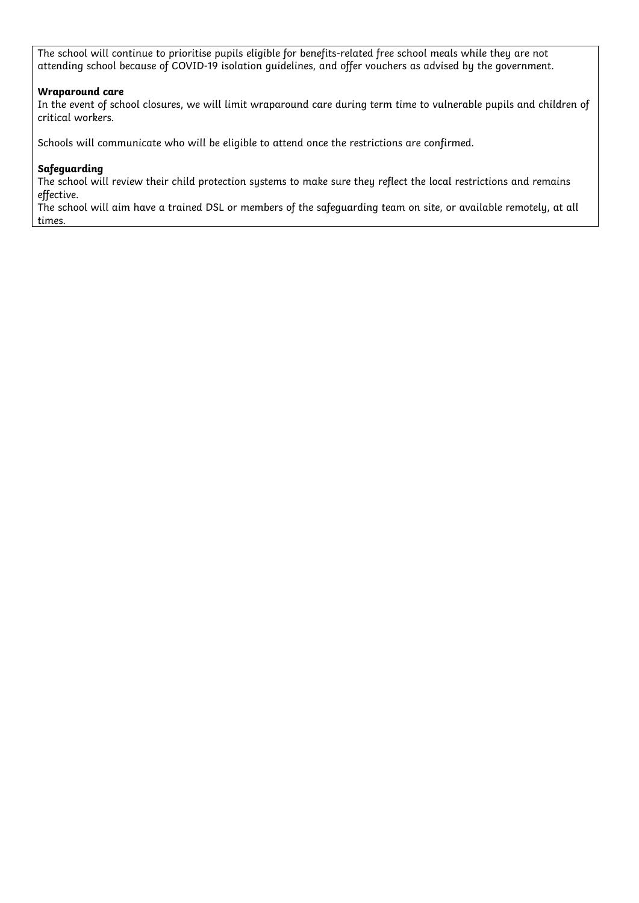The school will continue to prioritise pupils eligible for benefits-related free school meals while they are not attending school because of COVID-19 isolation guidelines, and offer vouchers as advised by the government.

**Wraparound care**

In the event of school closures, we will limit wraparound care during term time to vulnerable pupils and children of critical workers.

Schools will communicate who will be eligible to attend once the restrictions are confirmed.

**Safeguarding**

The school will review their child protection systems to make sure they reflect the local restrictions and remains effective.

The school will aim have a trained DSL or members of the safeguarding team on site, or available remotely, at all times.